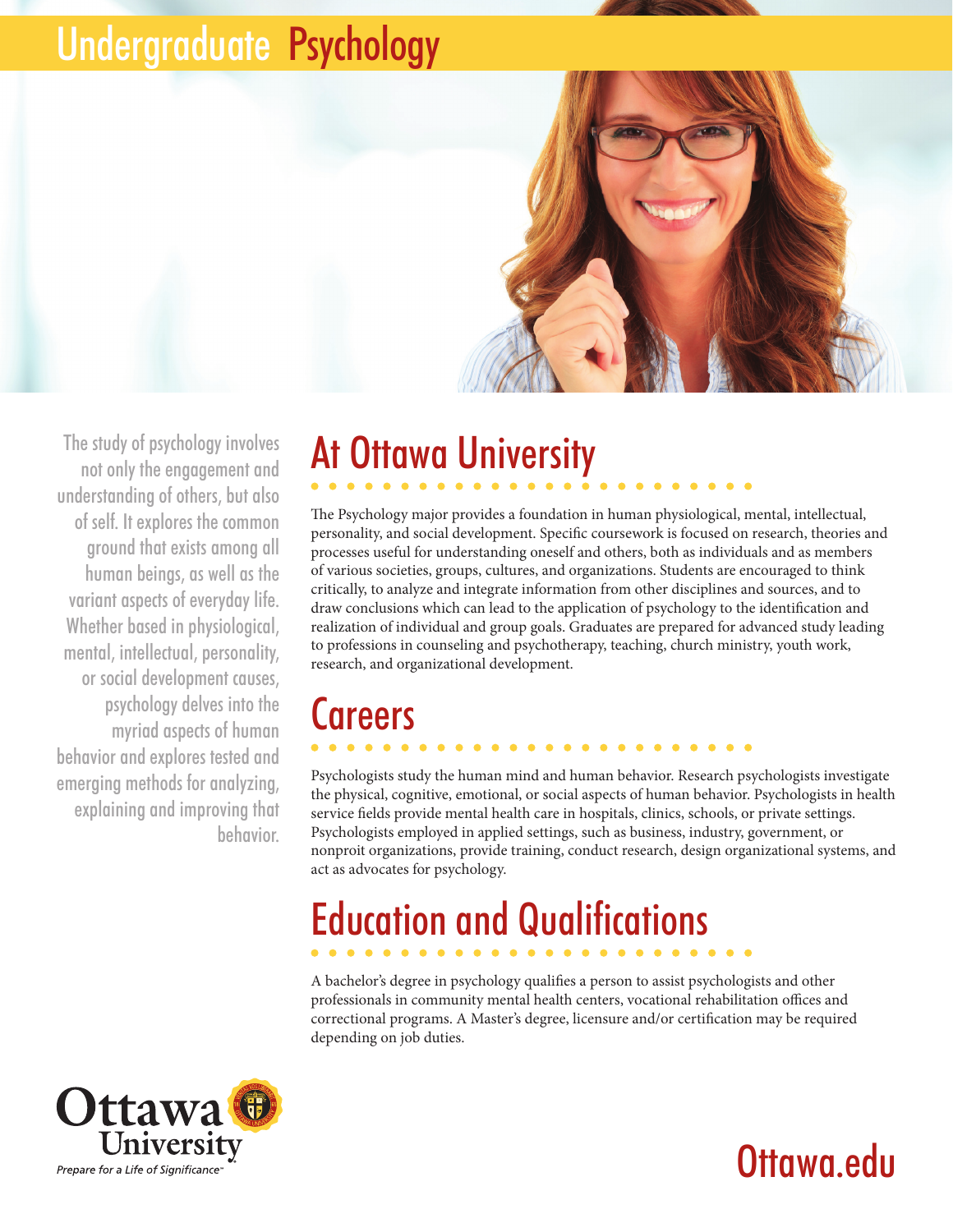# Undergraduate Psychology

The study of psychology involves not only the engagement and understanding of others, but also of self. It explores the common ground that exists among all human beings, as well as the variant aspects of everyday life. Whether based in physiological, mental, intellectual, personality, or social development causes, psychology delves into the myriad aspects of human behavior and explores tested and emerging methods for analyzing, explaining and improving that behavior.

## At Ottawa University

The Psychology major provides a foundation in human physiological, mental, intellectual, personality, and social development. Specific coursework is focused on research, theories and processes useful for understanding oneself and others, both as individuals and as members of various societies, groups, cultures, and organizations. Students are encouraged to think critically, to analyze and integrate information from other disciplines and sources, and to draw conclusions which can lead to the application of psychology to the identification and realization of individual and group goals. Graduates are prepared for advanced study leading to professions in counseling and psychotherapy, teaching, church ministry, youth work, research, and organizational development.

## Careers

Psychologists study the human mind and human behavior. Research psychologists investigate the physical, cognitive, emotional, or social aspects of human behavior. Psychologists in health service fields provide mental health care in hospitals, clinics, schools, or private settings. Psychologists employed in applied settings, such as business, industry, government, or nonproit organizations, provide training, conduct research, design organizational systems, and act as advocates for psychology.

## Education and Qualifications

A bachelor's degree in psychology qualifies a person to assist psychologists and other professionals in community mental health centers, vocational rehabilitation offices and correctional programs. A Master's degree, licensure and/or certification may be required depending on job duties.

Ottawa University

*Prepare for a Life of Significance™*

Ottawa.edu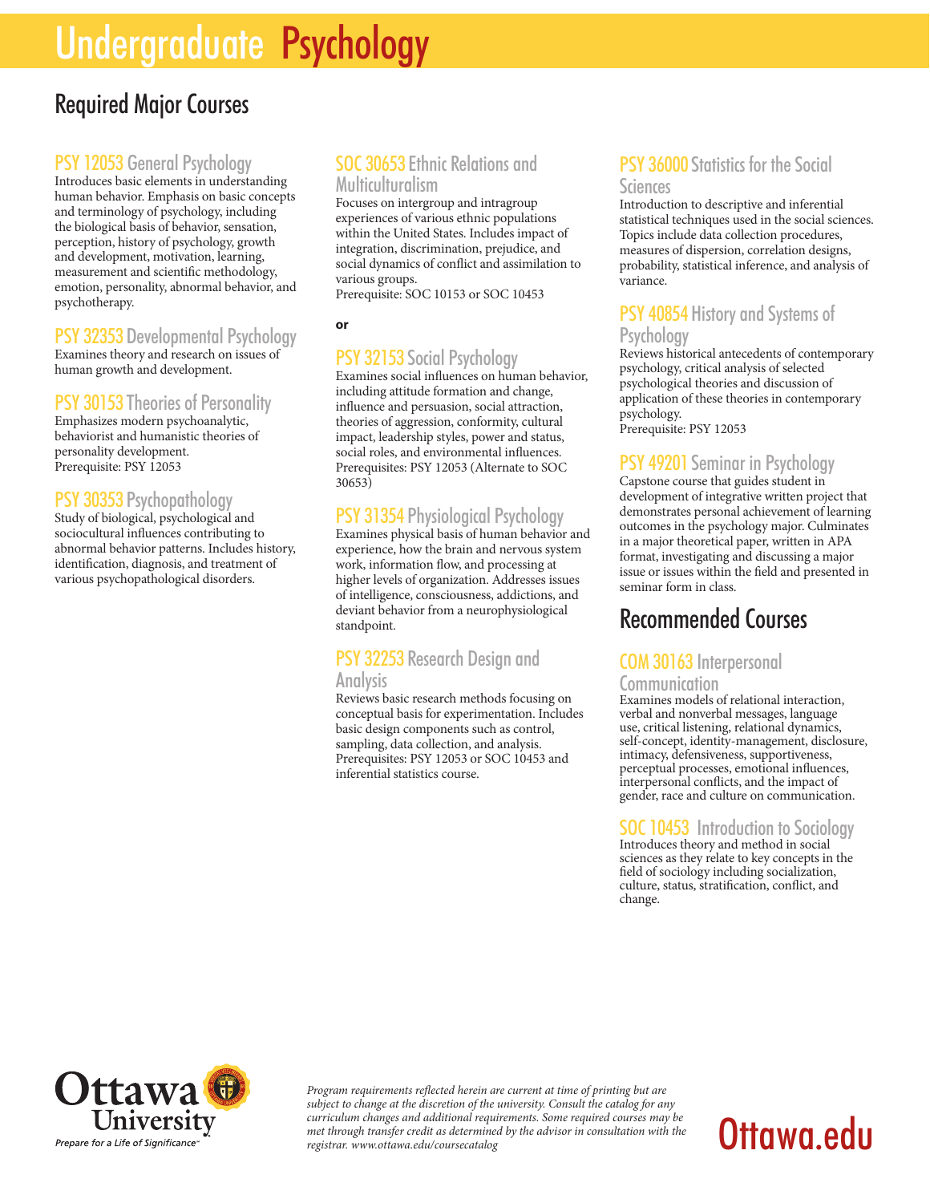# Undergraduate Psychology

## Required Major Courses

### PSY 12053 General Psychology
Introduces basic elements in understanding human behavior. Emphasis on basic concepts and terminology of psychology, including the biological basis of behavior, sensation, perception, history of psychology, growth and development, motivation, learning, measurement and scientific methodology, emotion, personality, abnormal behavior, and psychotherapy.

### PSY 32353 Developmental Psychology
Examines theory and research on issues of human growth and development.

### PSY 30153 Theories of Personality
Emphasizes modern psychoanalytic, behaviorist and humanistic theories of personality development.
Prerequisite: PSY 12053

### PSY 30353 Psychopathology
Study of biological, psychological and sociocultural influences contributing to abnormal behavior patterns. Includes history, identification, diagnosis, and treatment of various psychopathological disorders.

### SOC 30653 Ethnic Relations and Multiculturalism
Focuses on intergroup and intragroup experiences of various ethnic populations within the United States. Includes impact of integration, discrimination, prejudice, and social dynamics of conflict and assimilation to various groups.
Prerequisite: SOC 10153 or SOC 10453

**or**

### PSY 32153 Social Psychology
Examines social influences on human behavior, including attitude formation and change, influence and persuasion, social attraction, theories of aggression, conformity, cultural impact, leadership styles, power and status, social roles, and environmental influences.
Prerequisites: PSY 12053 (Alternate to SOC 30653)

### PSY 31354 Physiological Psychology
Examines physical basis of human behavior and experience, how the brain and nervous system work, information flow, and processing at higher levels of organization. Addresses issues of intelligence, consciousness, addictions, and deviant behavior from a neurophysiological standpoint.

### PSY 32253 Research Design and Analysis
Reviews basic research methods focusing on conceptual basis for experimentation. Includes basic design components such as control, sampling, data collection, and analysis.
Prerequisites: PSY 12053 or SOC 10453 and inferential statistics course.

### PSY 36000 Statistics for the Social Sciences
Introduction to descriptive and inferential statistical techniques used in the social sciences. Topics include data collection procedures, measures of dispersion, correlation designs, probability, statistical inference, and analysis of variance.

### PSY 40854 History and Systems of Psychology
Reviews historical antecedents of contemporary psychology, critical analysis of selected psychological theories and discussion of application of these theories in contemporary psychology.
Prerequisite: PSY 12053

### PSY 49201 Seminar in Psychology
Capstone course that guides student in development of integrative written project that demonstrates personal achievement of learning outcomes in the psychology major. Culminates in a major theoretical paper, written in APA format, investigating and discussing a major issue or issues within the field and presented in seminar form in class.

## Recommended Courses

### COM 30163 Interpersonal Communication
Examines models of relational interaction, verbal and nonverbal messages, language use, critical listening, relational dynamics, self-concept, identity-management, disclosure, intimacy, defensiveness, supportiveness, perceptual processes, emotional influences, interpersonal conflicts, and the impact of gender, race and culture on communication.

### SOC 10453 Introduction to Sociology
Introduces theory and method in social sciences as they relate to key concepts in the field of sociology including socialization, culture, status, stratification, conflict, and change.

Ottawa University
Prepare for a Life of Significance™

*Program requirements reflected herein are current at time of printing but are subject to change at the discretion of the university. Consult the catalog for any curriculum changes and additional requirements. Some required courses may be met through transfer credit as determined by the advisor in consultation with the registrar. www.ottawa.edu/coursecatalog*

Ottawa.edu